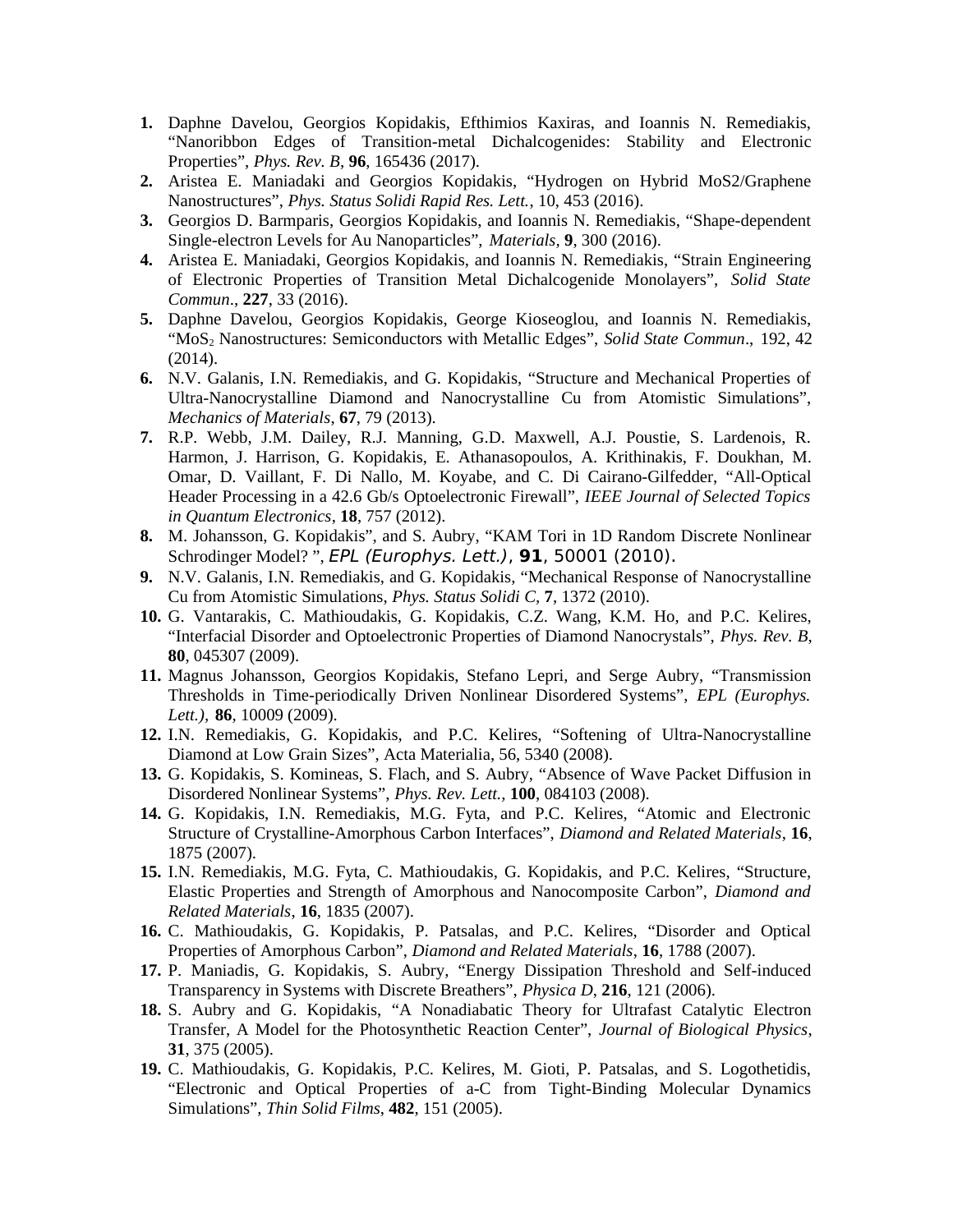1. Daphne Davelou, Georgios Kopidakis, Efthimios Kaxiras, and Ioannis N. Remediakis, "Nanoribbon Edges of Transition-metal Dichalcogenides: Stability and Electronic Properties", *Phys. Rev. B*, **96**, 165436 (2017).
2. Aristea E. Maniadaki and Georgios Kopidakis, "Hydrogen on Hybrid MoS2/Graphene Nanostructures", *Phys. Status Solidi Rapid Res. Lett.*, 10, 453 (2016).
3. Georgios D. Barmparis, Georgios Kopidakis, and Ioannis N. Remediakis, "Shape-dependent Single-electron Levels for Au Nanoparticles", *Materials,* **9**, 300 (2016).
4. Aristea E. Maniadaki, Georgios Kopidakis, and Ioannis N. Remediakis, "Strain Engineering of Electronic Properties of Transition Metal Dichalcogenide Monolayers", *Solid State Commun*., **227**, 33 (2016).
5. Daphne Davelou, Georgios Kopidakis, George Kioseoglou, and Ioannis N. Remediakis, "$MoS_2$ Nanostructures: Semiconductors with Metallic Edges", *Solid State Commun*., 192, 42 (2014).
6. N.V. Galanis, I.N. Remediakis, and G. Kopidakis, "Structure and Mechanical Properties of Ultra-Nanocrystalline Diamond and Nanocrystalline Cu from Atomistic Simulations", *Mechanics of Materials*, **67**, 79 (2013).
7. R.P. Webb, J.M. Dailey, R.J. Manning, G.D. Maxwell, A.J. Poustie, S. Lardenois, R. Harmon, J. Harrison, G. Kopidakis, E. Athanasopoulos, A. Krithinakis, F. Doukhan, M. Omar, D. Vaillant, F. Di Nallo, M. Koyabe, and C. Di Cairano-Gilfedder, "All-Optical Header Processing in a 42.6 Gb/s Optoelectronic Firewall", *IEEE Journal of Selected Topics in Quantum Electronics*, **18**, 757 (2012).
8. M. Johansson, G. Kopidakis", and S. Aubry, "KAM Tori in 1D Random Discrete Nonlinear Schrodinger Model? ", *EPL (Europhys. Lett.)*, **91**, 50001 (2010).
9. N.V. Galanis, I.N. Remediakis, and G. Kopidakis, "Mechanical Response of Nanocrystalline Cu from Atomistic Simulations, *Phys. Status Solidi C,* **7**, 1372 (2010).
10. G. Vantarakis, C. Mathioudakis, G. Kopidakis, C.Z. Wang, K.M. Ho, and P.C. Kelires, "Interfacial Disorder and Optoelectronic Properties of Diamond Nanocrystals", *Phys. Rev. B*, **80**, 045307 (2009).
11. Magnus Johansson, Georgios Kopidakis, Stefano Lepri, and Serge Aubry, "Transmission Thresholds in Time-periodically Driven Nonlinear Disordered Systems", *EPL (Europhys. Lett.),* **86**, 10009 (2009).
12. I.N. Remediakis, G. Kopidakis, and P.C. Kelires, "Softening of Ultra-Nanocrystalline Diamond at Low Grain Sizes", Acta Materialia, 56, 5340 (2008).
13. G. Kopidakis, S. Komineas, S. Flach, and S. Aubry, "Absence of Wave Packet Diffusion in Disordered Nonlinear Systems", *Phys. Rev. Lett.*, **100**, 084103 (2008).
14. G. Kopidakis, I.N. Remediakis, M.G. Fyta, and P.C. Kelires, "Atomic and Electronic Structure of Crystalline-Amorphous Carbon Interfaces", *Diamond and Related Materials*, **16**, 1875 (2007).
15. I.N. Remediakis, M.G. Fyta, C. Mathioudakis, G. Kopidakis, and P.C. Kelires, "Structure, Elastic Properties and Strength of Amorphous and Nanocomposite Carbon", *Diamond and Related Materials*, **16**, 1835 (2007).
16. C. Mathioudakis, G. Kopidakis, P. Patsalas, and P.C. Kelires, "Disorder and Optical Properties of Amorphous Carbon", *Diamond and Related Materials*, **16**, 1788 (2007).
17. P. Maniadis, G. Kopidakis, S. Aubry, "Energy Dissipation Threshold and Self-induced Transparency in Systems with Discrete Breathers", *Physica D*, **216**, 121 (2006).
18. S. Aubry and G. Kopidakis, "A Nonadiabatic Theory for Ultrafast Catalytic Electron Transfer, A Model for the Photosynthetic Reaction Center", *Journal of Biological Physics*, **31**, 375 (2005).
19. C. Mathioudakis, G. Kopidakis, P.C. Kelires, M. Gioti, P. Patsalas, and S. Logothetidis, "Electronic and Optical Properties of a-C from Tight-Binding Molecular Dynamics Simulations", *Thin Solid Films*, **482**, 151 (2005).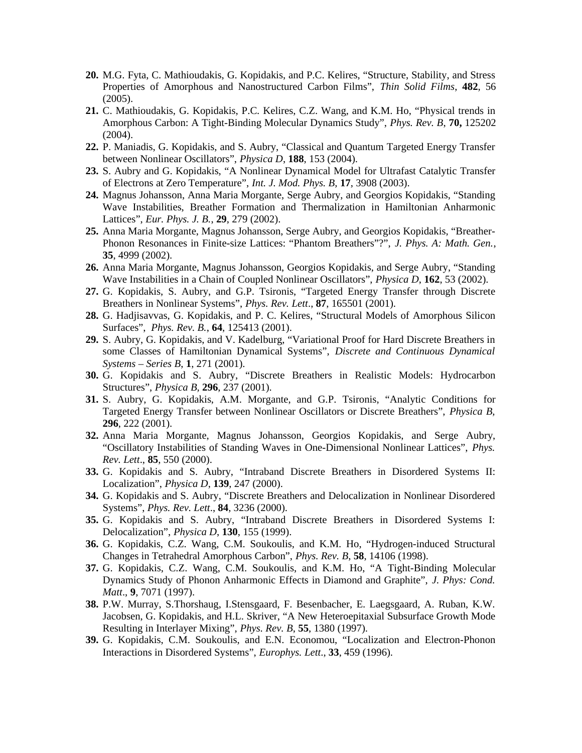20. M.G. Fyta, C. Mathioudakis, G. Kopidakis, and P.C. Kelires, "Structure, Stability, and Stress Properties of Amorphous and Nanostructured Carbon Films", *Thin Solid Films*, **482**, 56 (2005).
21. C. Mathioudakis, G. Kopidakis, P.C. Kelires, C.Z. Wang, and K.M. Ho, "Physical trends in Amorphous Carbon: A Tight-Binding Molecular Dynamics Study", *Phys. Rev. B*, **70,** 125202 (2004).
22. P. Maniadis, G. Kopidakis, and S. Aubry, "Classical and Quantum Targeted Energy Transfer between Nonlinear Oscillators", *Physica D*, **188**, 153 (2004).
23. S. Aubry and G. Kopidakis, "A Nonlinear Dynamical Model for Ultrafast Catalytic Transfer of Electrons at Zero Temperature", *Int. J. Mod. Phys. B*, **17**, 3908 (2003).
24. Magnus Johansson, Anna Maria Morgante, Serge Aubry, and Georgios Kopidakis, "Standing Wave Instabilities, Breather Formation and Thermalization in Hamiltonian Anharmonic Lattices", *Eur. Phys. J. B.*, **29**, 279 (2002).
25. Anna Maria Morgante, Magnus Johansson, Serge Aubry, and Georgios Kopidakis, "Breather-Phonon Resonances in Finite-size Lattices: "Phantom Breathers"?", *J. Phys. A: Math. Gen.*, **35**, 4999 (2002).
26. Anna Maria Morgante, Magnus Johansson, Georgios Kopidakis, and Serge Aubry, "Standing Wave Instabilities in a Chain of Coupled Nonlinear Oscillators", *Physica D*, **162**, 53 (2002).
27. G. Kopidakis, S. Aubry, and G.P. Tsironis, "Targeted Energy Transfer through Discrete Breathers in Nonlinear Systems", *Phys. Rev. Lett*., **87**, 165501 (2001).
28. G. Hadjisavvas, G. Kopidakis, and P. C. Kelires, "Structural Models of Amorphous Silicon Surfaces", *Phys. Rev. B.*, **64**, 125413 (2001).
29. S. Aubry, G. Kopidakis, and V. Kadelburg, "Variational Proof for Hard Discrete Breathers in some Classes of Hamiltonian Dynamical Systems", *Discrete and Continuous Dynamical Systems – Series B*, **1**, 271 (2001).
30. G. Kopidakis and S. Aubry, "Discrete Breathers in Realistic Models: Hydrocarbon Structures", *Physica B*, **296**, 237 (2001).
31. S. Aubry, G. Kopidakis, A.M. Morgante, and G.P. Tsironis, "Analytic Conditions for Targeted Energy Transfer between Nonlinear Oscillators or Discrete Breathers", *Physica B*, **296**, 222 (2001).
32. Anna Maria Morgante, Magnus Johansson, Georgios Kopidakis, and Serge Aubry, "Oscillatory Instabilities of Standing Waves in One-Dimensional Nonlinear Lattices", *Phys. Rev. Lett*., **85**, 550 (2000).
33. G. Kopidakis and S. Aubry, "Intraband Discrete Breathers in Disordered Systems II: Localization", *Physica D*, **139**, 247 (2000).
34. G. Kopidakis and S. Aubry, "Discrete Breathers and Delocalization in Nonlinear Disordered Systems", *Phys. Rev. Lett*., **84**, 3236 (2000).
35. G. Kopidakis and S. Aubry, "Intraband Discrete Breathers in Disordered Systems I: Delocalization", *Physica D*, **130**, 155 (1999).
36. G. Kopidakis, C.Z. Wang, C.M. Soukoulis, and K.M. Ho, "Hydrogen-induced Structural Changes in Tetrahedral Amorphous Carbon", *Phys. Rev. B*, **58**, 14106 (1998).
37. G. Kopidakis, C.Z. Wang, C.M. Soukoulis, and K.M. Ho, "A Tight-Binding Molecular Dynamics Study of Phonon Anharmonic Effects in Diamond and Graphite", *J. Phys: Cond. Matt*., **9**, 7071 (1997).
38. P.W. Murray, S.Thorshaug, I.Stensgaard, F. Besenbacher, E. Laegsgaard, A. Ruban, K.W. Jacobsen, G. Kopidakis, and H.L. Skriver, "A New Heteroepitaxial Subsurface Growth Mode Resulting in Interlayer Mixing", *Phys. Rev. B*, **55**, 1380 (1997).
39. G. Kopidakis, C.M. Soukoulis, and E.N. Economou, "Localization and Electron-Phonon Interactions in Disordered Systems", *Europhys. Lett*., **33**, 459 (1996).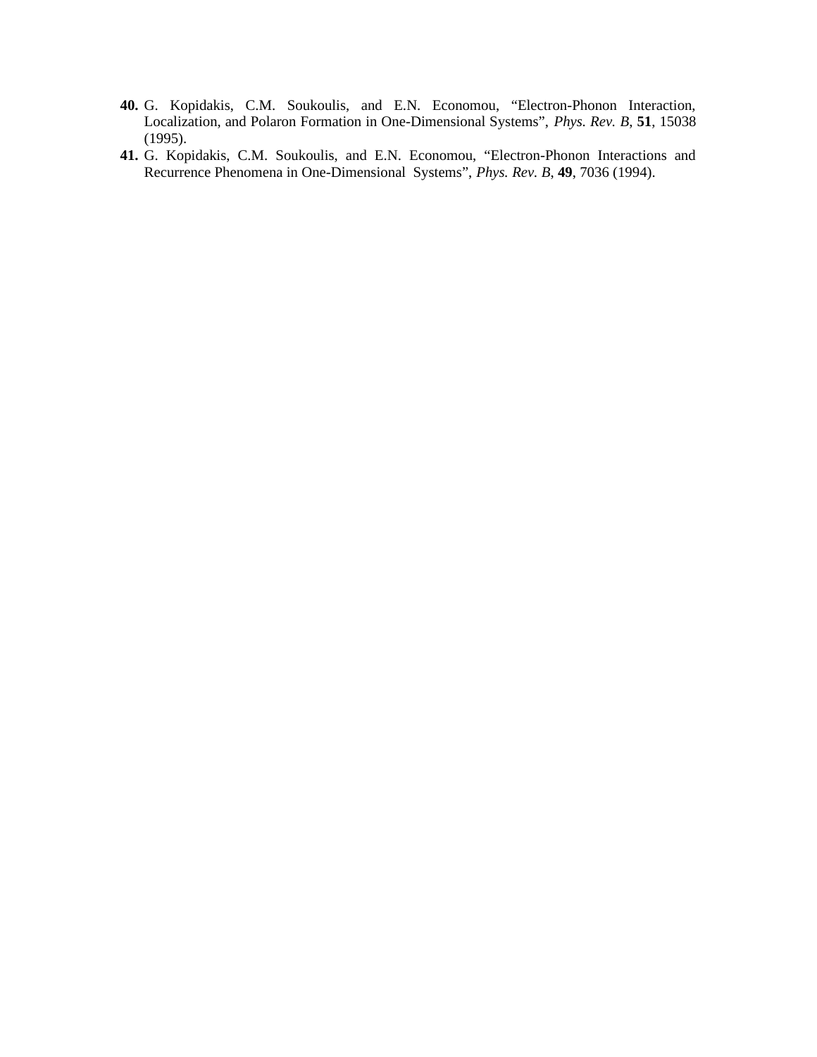**40.** G. Kopidakis, C.M. Soukoulis, and E.N. Economou, "Electron-Phonon Interaction, Localization, and Polaron Formation in One-Dimensional Systems", *Phys. Rev. B*, **51**, 15038 (1995).

**41.** G. Kopidakis, C.M. Soukoulis, and E.N. Economou, "Electron-Phonon Interactions and Recurrence Phenomena in One-Dimensional Systems", *Phys. Rev. B*, **49**, 7036 (1994).